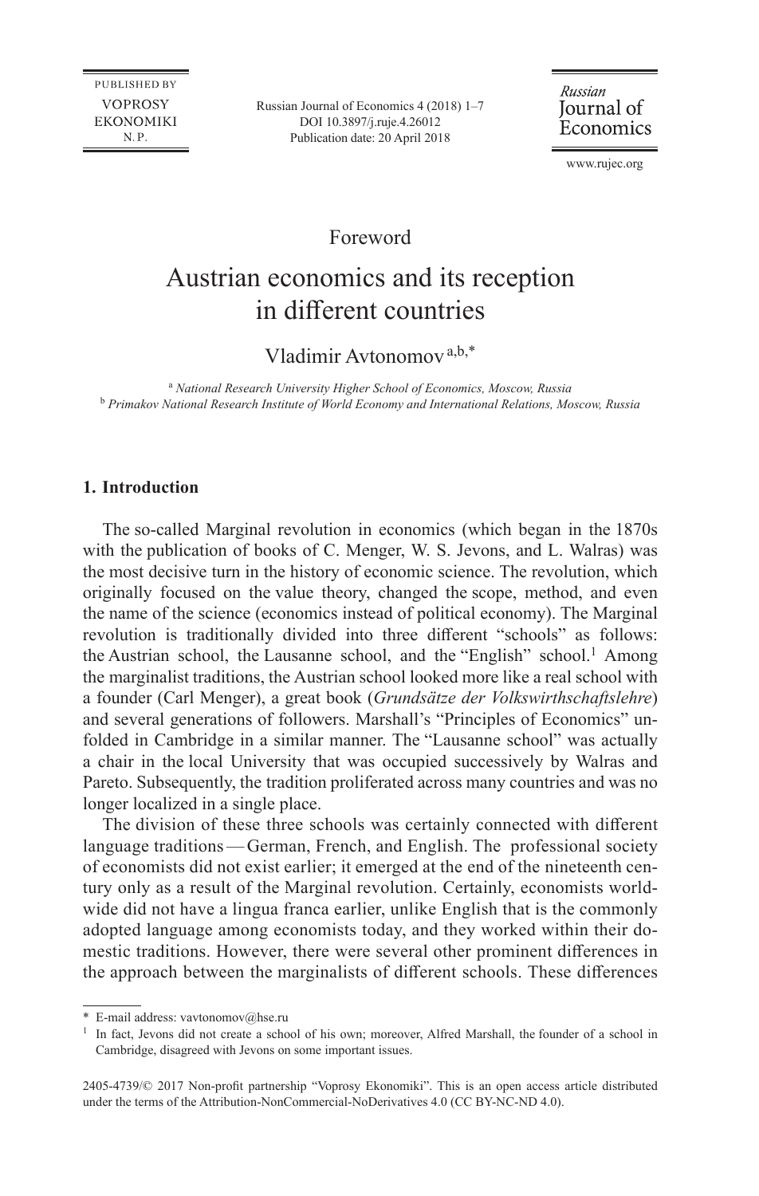Foreword

# Austrian economics and its reception in different countries

Vladimir Avtonomov[a,b,*]

[a] *National Research University Higher School of Economics, Moscow, Russia*
[b] *Primakov National Research Institute of World Economy and International Relations, Moscow, Russia*

## 1. Introduction

The so-called Marginal revolution in economics (which began in the 1870s with the publication of books of C. Menger, W. S. Jevons, and L. Walras) was the most decisive turn in the history of economic science. The revolution, which originally focused on the value theory, changed the scope, method, and even the name of the science (economics instead of political economy). The Marginal revolution is traditionally divided into three different "schools" as follows: the Austrian school, the Lausanne school, and the "English" school.[1] Among the marginalist traditions, the Austrian school looked more like a real school with a founder (Carl Menger), a great book (*Grundsätze der Volkswirthschaftslehre*) and several generations of followers. Marshall's "Principles of Economics" unfolded in Cambridge in a similar manner. The "Lausanne school" was actually a chair in the local University that was occupied successively by Walras and Pareto. Subsequently, the tradition proliferated across many countries and was no longer localized in a single place.

The division of these three schools was certainly connected with different language traditions — German, French, and English. The professional society of economists did not exist earlier; it emerged at the end of the nineteenth century only as a result of the Marginal revolution. Certainly, economists worldwide did not have a lingua franca earlier, unlike English that is the commonly adopted language among economists today, and they worked within their domestic traditions. However, there were several other prominent differences in the approach between the marginalists of different schools. These differences

\* E-mail address: vavtonomov@hse.ru

[1] In fact, Jevons did not create a school of his own; moreover, Alfred Marshall, the founder of a school in Cambridge, disagreed with Jevons on some important issues.

2405-4739/© 2017 Non-profit partnership "Voprosy Ekonomiki". This is an open access article distributed under the terms of the Attribution-NonCommercial-NoDerivatives 4.0 (CC BY-NC-ND 4.0).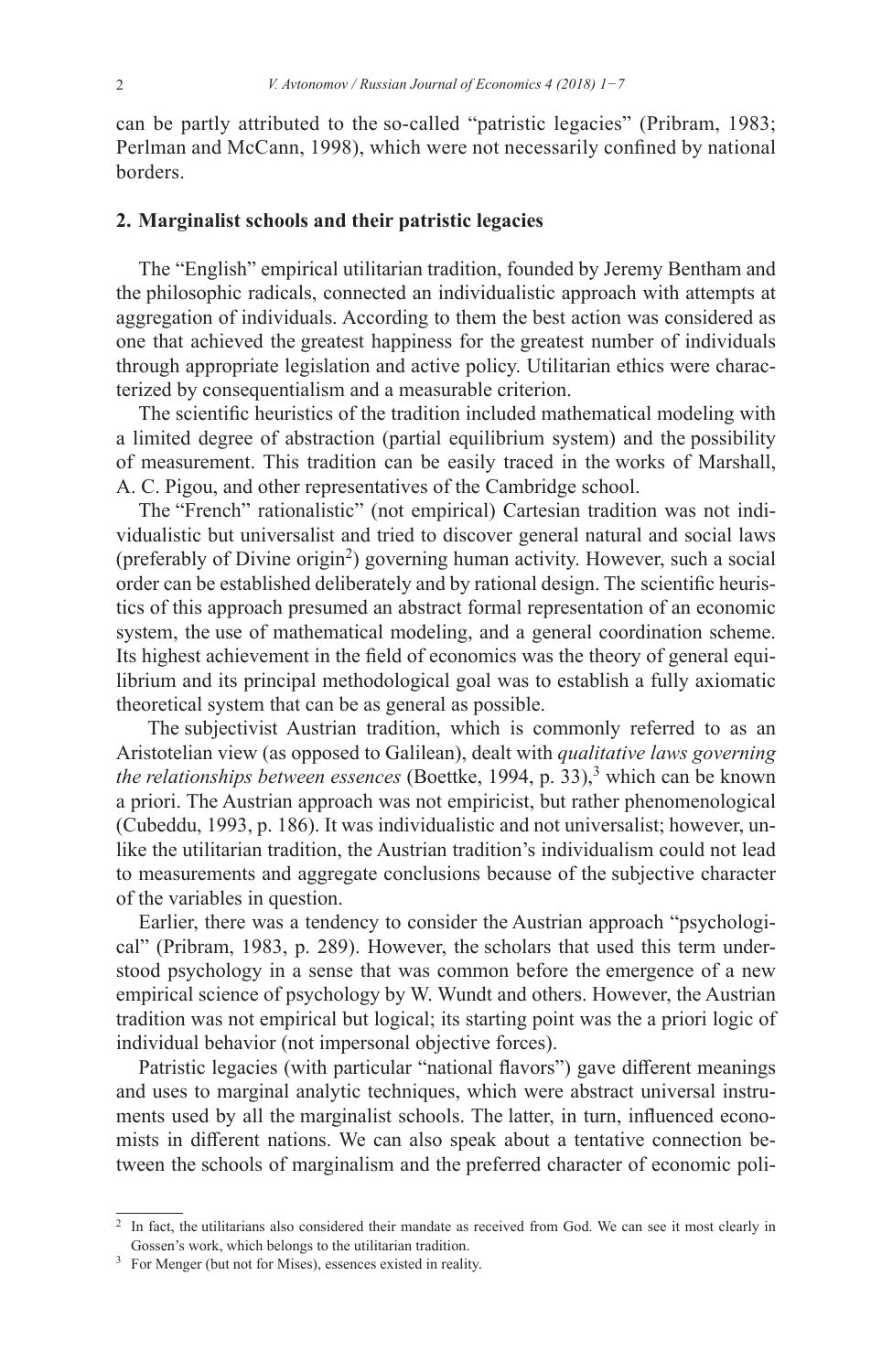can be partly attributed to the so-called "patristic legacies" (Pribram, 1983; Perlman and McCann, 1998), which were not necessarily confined by national borders.

## 2. Marginalist schools and their patristic legacies

The "English" empirical utilitarian tradition, founded by Jeremy Bentham and the philosophic radicals, connected an individualistic approach with attempts at aggregation of individuals. According to them the best action was considered as one that achieved the greatest happiness for the greatest number of individuals through appropriate legislation and active policy. Utilitarian ethics were characterized by consequentialism and a measurable criterion.

The scientific heuristics of the tradition included mathematical modeling with a limited degree of abstraction (partial equilibrium system) and the possibility of measurement. This tradition can be easily traced in the works of Marshall, A. C. Pigou, and other representatives of the Cambridge school.

The "French" rationalistic" (not empirical) Cartesian tradition was not individualistic but universalist and tried to discover general natural and social laws (preferably of Divine origin[2]) governing human activity. However, such a social order can be established deliberately and by rational design. The scientific heuristics of this approach presumed an abstract formal representation of an economic system, the use of mathematical modeling, and a general coordination scheme. Its highest achievement in the field of economics was the theory of general equilibrium and its principal methodological goal was to establish a fully axiomatic theoretical system that can be as general as possible.

The subjectivist Austrian tradition, which is commonly referred to as an Aristotelian view (as opposed to Galilean), dealt with *qualitative laws governing the relationships between essences* (Boettke, 1994, p. 33),[3] which can be known a priori. The Austrian approach was not empiricist, but rather phenomenological (Cubeddu, 1993, p. 186). It was individualistic and not universalist; however, unlike the utilitarian tradition, the Austrian tradition's individualism could not lead to measurements and aggregate conclusions because of the subjective character of the variables in question.

Earlier, there was a tendency to consider the Austrian approach "psychological" (Pribram, 1983, p. 289). However, the scholars that used this term understood psychology in a sense that was common before the emergence of a new empirical science of psychology by W. Wundt and others. However, the Austrian tradition was not empirical but logical; its starting point was the a priori logic of individual behavior (not impersonal objective forces).

Patristic legacies (with particular "national flavors") gave different meanings and uses to marginal analytic techniques, which were abstract universal instruments used by all the marginalist schools. The latter, in turn, influenced economists in different nations. We can also speak about a tentative connection between the schools of marginalism and the preferred character of economic poli-

[2] In fact, the utilitarians also considered their mandate as received from God. We can see it most clearly in Gossen's work, which belongs to the utilitarian tradition.

[3] For Menger (but not for Mises), essences existed in reality.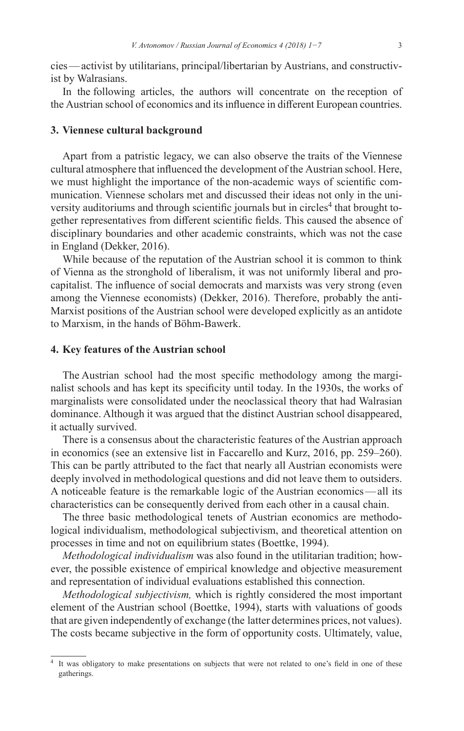cies — activist by utilitarians, principal/libertarian by Austrians, and constructivist by Walrasians.

In the following articles, the authors will concentrate on the reception of the Austrian school of economics and its influence in different European countries.

## 3. Viennese cultural background

Apart from a patristic legacy, we can also observe the traits of the Viennese cultural atmosphere that influenced the development of the Austrian school. Here, we must highlight the importance of the non-academic ways of scientific communication. Viennese scholars met and discussed their ideas not only in the university auditoriums and through scientific journals but in circles[4] that brought together representatives from different scientific fields. This caused the absence of disciplinary boundaries and other academic constraints, which was not the case in England (Dekker, 2016).

While because of the reputation of the Austrian school it is common to think of Vienna as the stronghold of liberalism, it was not uniformly liberal and procapitalist. The influence of social democrats and marxists was very strong (even among the Viennese economists) (Dekker, 2016). Therefore, probably the anti-Marxist positions of the Austrian school were developed explicitly as an antidote to Marxism, in the hands of Böhm-Bawerk.

## 4. Key features of the Austrian school

The Austrian school had the most specific methodology among the marginalist schools and has kept its specificity until today. In the 1930s, the works of marginalists were consolidated under the neoclassical theory that had Walrasian dominance. Although it was argued that the distinct Austrian school disappeared, it actually survived.

There is a consensus about the characteristic features of the Austrian approach in economics (see an extensive list in Faccarello and Kurz, 2016, pp. 259–260). This can be partly attributed to the fact that nearly all Austrian economists were deeply involved in methodological questions and did not leave them to outsiders. A noticeable feature is the remarkable logic of the Austrian economics — all its characteristics can be consequently derived from each other in a causal chain.

The three basic methodological tenets of Austrian economics are methodological individualism, methodological subjectivism, and theoretical attention on processes in time and not on equilibrium states (Boettke, 1994).

*Methodological individualism* was also found in the utilitarian tradition; however, the possible existence of empirical knowledge and objective measurement and representation of individual evaluations established this connection.

*Methodological subjectivism,* which is rightly considered the most important element of the Austrian school (Boettke, 1994), starts with valuations of goods that are given independently of exchange (the latter determines prices, not values). The costs became subjective in the form of opportunity costs. Ultimately, value,

---

[4] It was obligatory to make presentations on subjects that were not related to one's field in one of these gatherings.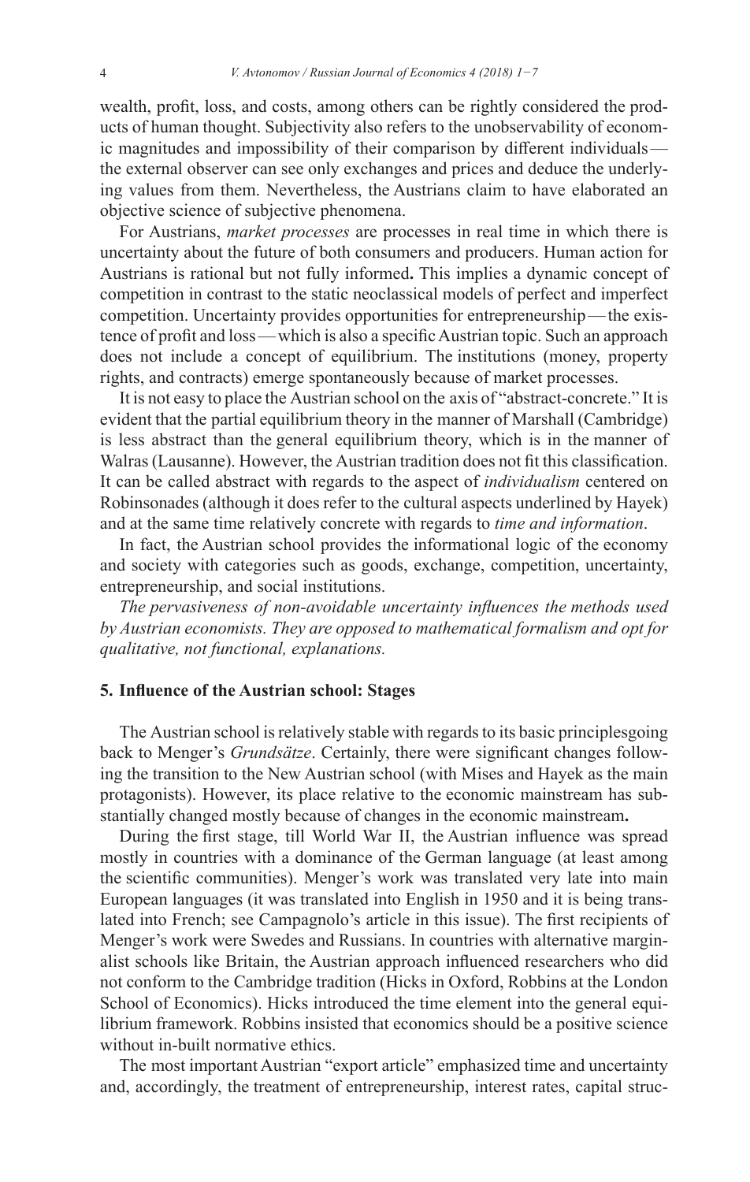wealth, profit, loss, and costs, among others can be rightly considered the products of human thought. Subjectivity also refers to the unobservability of economic magnitudes and impossibility of their comparison by different individuals — the external observer can see only exchanges and prices and deduce the underlying values from them. Nevertheless, the Austrians claim to have elaborated an objective science of subjective phenomena.

For Austrians, *market processes* are processes in real time in which there is uncertainty about the future of both consumers and producers. Human action for Austrians is rational but not fully informed**.** This implies a dynamic concept of competition in contrast to the static neoclassical models of perfect and imperfect competition. Uncertainty provides opportunities for entrepreneurship — the existence of profit and loss — which is also a specific Austrian topic. Such an approach does not include a concept of equilibrium. The institutions (money, property rights, and contracts) emerge spontaneously because of market processes.

It is not easy to place the Austrian school on the axis of "abstract-concrete." It is evident that the partial equilibrium theory in the manner of Marshall (Cambridge) is less abstract than the general equilibrium theory, which is in the manner of Walras (Lausanne). However, the Austrian tradition does not fit this classification. It can be called abstract with regards to the aspect of *individualism* centered on Robinsonades (although it does refer to the cultural aspects underlined by Hayek) and at the same time relatively concrete with regards to *time and information*.

In fact, the Austrian school provides the informational logic of the economy and society with categories such as goods, exchange, competition, uncertainty, entrepreneurship, and social institutions.

*The pervasiveness of non-avoidable uncertainty influences the methods used by Austrian economists. They are opposed to mathematical formalism and opt for qualitative, not functional, explanations.*

## 5. Influence of the Austrian school: Stages

The Austrian school is relatively stable with regards to its basic principlesgoing back to Menger's *Grundsätze*. Certainly, there were significant changes following the transition to the New Austrian school (with Mises and Hayek as the main protagonists). However, its place relative to the economic mainstream has substantially changed mostly because of changes in the economic mainstream**.**

During the first stage, till World War II, the Austrian influence was spread mostly in countries with a dominance of the German language (at least among the scientific communities). Menger's work was translated very late into main European languages (it was translated into English in 1950 and it is being translated into French; see Campagnolo's article in this issue). The first recipients of Menger's work were Swedes and Russians. In countries with alternative marginalist schools like Britain, the Austrian approach influenced researchers who did not conform to the Cambridge tradition (Hicks in Oxford, Robbins at the London School of Economics). Hicks introduced the time element into the general equilibrium framework. Robbins insisted that economics should be a positive science without in-built normative ethics.

The most important Austrian "export article" emphasized time and uncertainty and, accordingly, the treatment of entrepreneurship, interest rates, capital struc-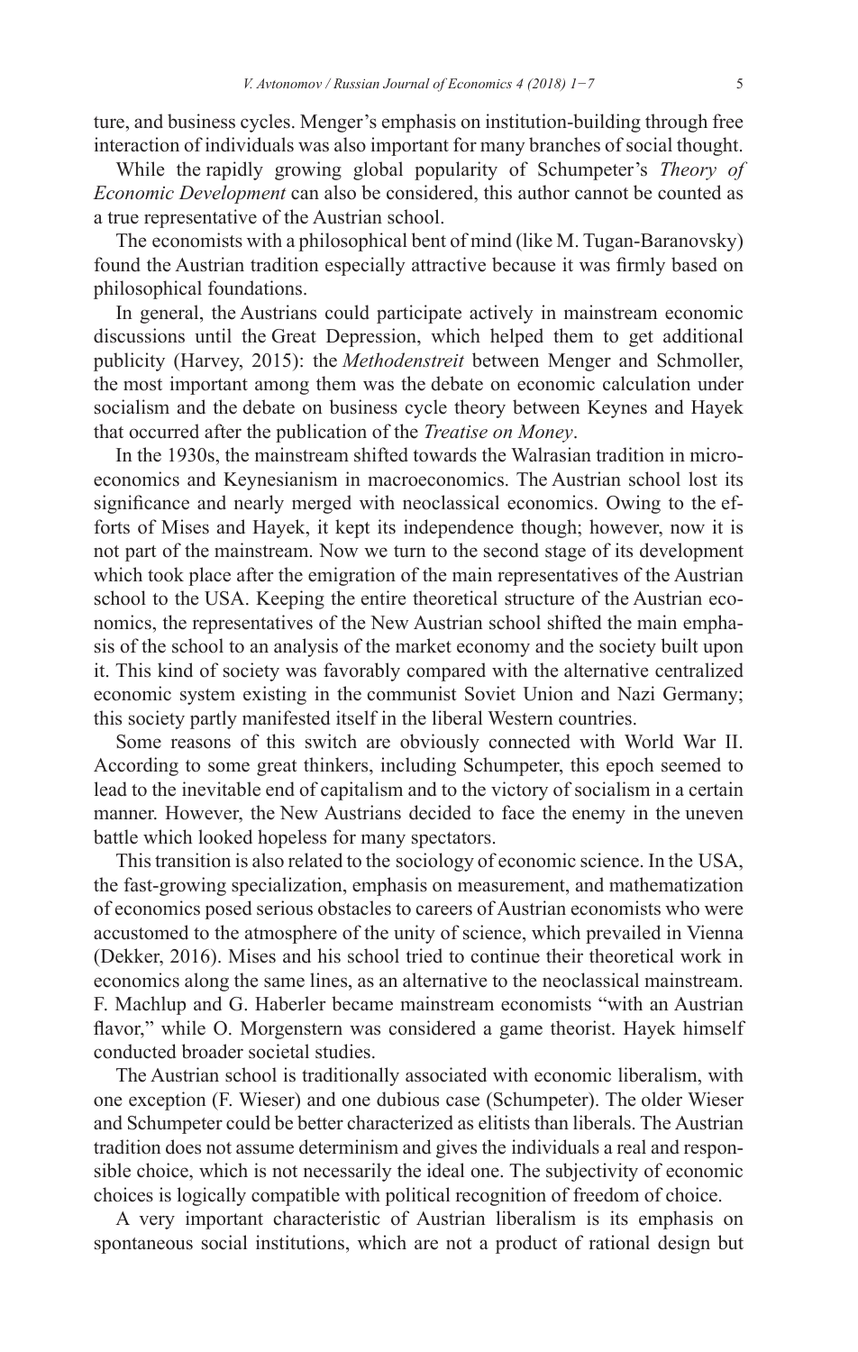ture, and business cycles. Menger's emphasis on institution-building through free interaction of individuals was also important for many branches of social thought.

While the rapidly growing global popularity of Schumpeter's *Theory of Economic Development* can also be considered, this author cannot be counted as a true representative of the Austrian school.

The economists with a philosophical bent of mind (like M. Tugan-Baranovsky) found the Austrian tradition especially attractive because it was firmly based on philosophical foundations.

In general, the Austrians could participate actively in mainstream economic discussions until the Great Depression, which helped them to get additional publicity (Harvey, 2015): the *Methodenstreit* between Menger and Schmoller, the most important among them was the debate on economic calculation under socialism and the debate on business cycle theory between Keynes and Hayek that occurred after the publication of the *Treatise on Money*.

In the 1930s, the mainstream shifted towards the Walrasian tradition in microeconomics and Keynesianism in macroeconomics. The Austrian school lost its significance and nearly merged with neoclassical economics. Owing to the efforts of Mises and Hayek, it kept its independence though; however, now it is not part of the mainstream. Now we turn to the second stage of its development which took place after the emigration of the main representatives of the Austrian school to the USA. Keeping the entire theoretical structure of the Austrian economics, the representatives of the New Austrian school shifted the main emphasis of the school to an analysis of the market economy and the society built upon it. This kind of society was favorably compared with the alternative centralized economic system existing in the communist Soviet Union and Nazi Germany; this society partly manifested itself in the liberal Western countries.

Some reasons of this switch are obviously connected with World War II. According to some great thinkers, including Schumpeter, this epoch seemed to lead to the inevitable end of capitalism and to the victory of socialism in a certain manner. However, the New Austrians decided to face the enemy in the uneven battle which looked hopeless for many spectators.

This transition is also related to the sociology of economic science. In the USA, the fast-growing specialization, emphasis on measurement, and mathematization of economics posed serious obstacles to careers of Austrian economists who were accustomed to the atmosphere of the unity of science, which prevailed in Vienna (Dekker, 2016). Mises and his school tried to continue their theoretical work in economics along the same lines, as an alternative to the neoclassical mainstream. F. Machlup and G. Haberler became mainstream economists "with an Austrian flavor," while O. Morgenstern was considered a game theorist. Hayek himself conducted broader societal studies.

The Austrian school is traditionally associated with economic liberalism, with one exception (F. Wieser) and one dubious case (Schumpeter). The older Wieser and Schumpeter could be better characterized as elitists than liberals. The Austrian tradition does not assume determinism and gives the individuals a real and responsible choice, which is not necessarily the ideal one. The subjectivity of economic choices is logically compatible with political recognition of freedom of choice.

A very important characteristic of Austrian liberalism is its emphasis on spontaneous social institutions, which are not a product of rational design but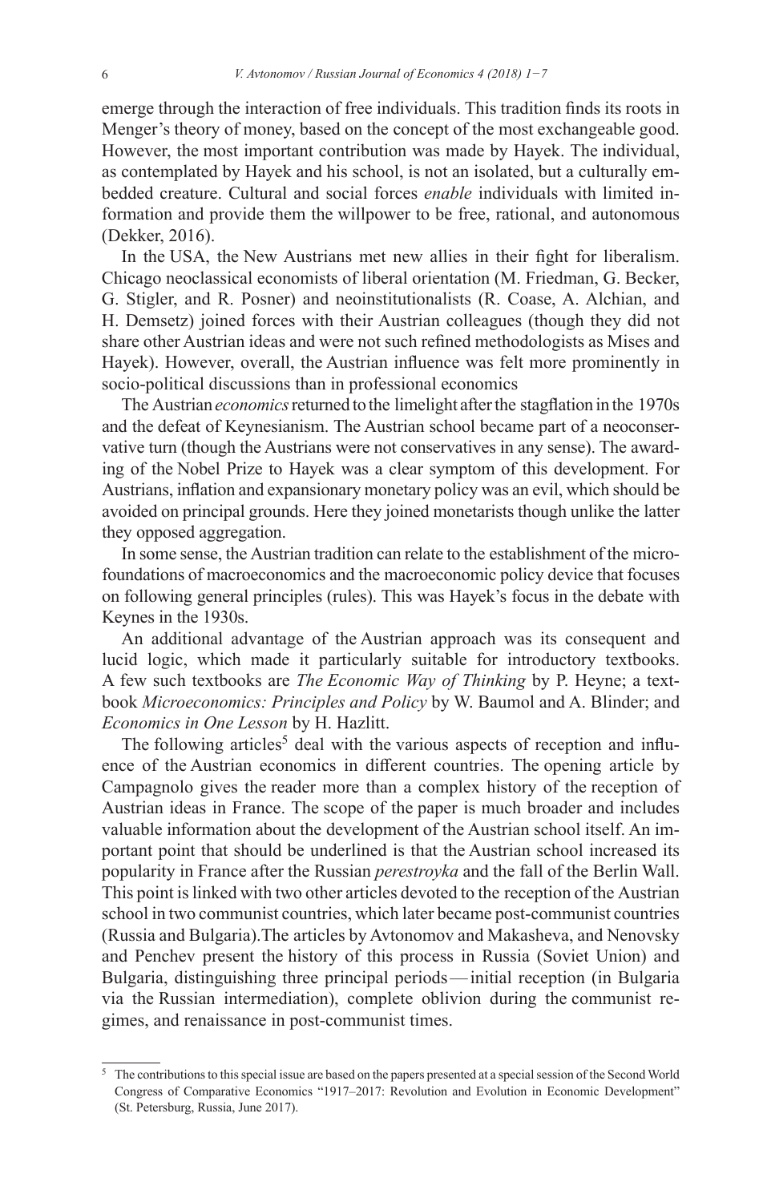emerge through the interaction of free individuals. This tradition finds its roots in Menger's theory of money, based on the concept of the most exchangeable good. However, the most important contribution was made by Hayek. The individual, as contemplated by Hayek and his school, is not an isolated, but a culturally embedded creature. Cultural and social forces *enable* individuals with limited information and provide them the willpower to be free, rational, and autonomous (Dekker, 2016).

In the USA, the New Austrians met new allies in their fight for liberalism. Chicago neoclassical economists of liberal orientation (M. Friedman, G. Becker, G. Stigler, and R. Posner) and neoinstitutionalists (R. Coase, A. Alchian, and H. Demsetz) joined forces with their Austrian colleagues (though they did not share other Austrian ideas and were not such refined methodologists as Mises and Hayek). However, overall, the Austrian influence was felt more prominently in socio-political discussions than in professional economics

The Austrian *economics* returned to the limelight after the stagflation in the 1970s and the defeat of Keynesianism. The Austrian school became part of a neoconservative turn (though the Austrians were not conservatives in any sense). The awarding of the Nobel Prize to Hayek was a clear symptom of this development. For Austrians, inflation and expansionary monetary policy was an evil, which should be avoided on principal grounds. Here they joined monetarists though unlike the latter they opposed aggregation.

In some sense, the Austrian tradition can relate to the establishment of the microfoundations of macroeconomics and the macroeconomic policy device that focuses on following general principles (rules). This was Hayek's focus in the debate with Keynes in the 1930s.

An additional advantage of the Austrian approach was its consequent and lucid logic, which made it particularly suitable for introductory textbooks. A few such textbooks are *The Economic Way of Thinking* by P. Heyne; a textbook *Microeconomics: Principles and Policy* by W. Baumol and A. Blinder; and *Economics in One Lesson* by H. Hazlitt.

The following articles[5] deal with the various aspects of reception and influence of the Austrian economics in different countries. The opening article by Campagnolo gives the reader more than a complex history of the reception of Austrian ideas in France. The scope of the paper is much broader and includes valuable information about the development of the Austrian school itself. An important point that should be underlined is that the Austrian school increased its popularity in France after the Russian *perestroyka* and the fall of the Berlin Wall. This point is linked with two other articles devoted to the reception of the Austrian school in two communist countries, which later became post-communist countries (Russia and Bulgaria).The articles by Avtonomov and Makasheva, and Nenovsky and Penchev present the history of this process in Russia (Soviet Union) and Bulgaria, distinguishing three principal periods — initial reception (in Bulgaria via the Russian intermediation), complete oblivion during the communist regimes, and renaissance in post-communist times.

---

[5] The contributions to this special issue are based on the papers presented at a special session of the Second World Congress of Comparative Economics "1917–2017: Revolution and Evolution in Economic Development" (St. Petersburg, Russia, June 2017).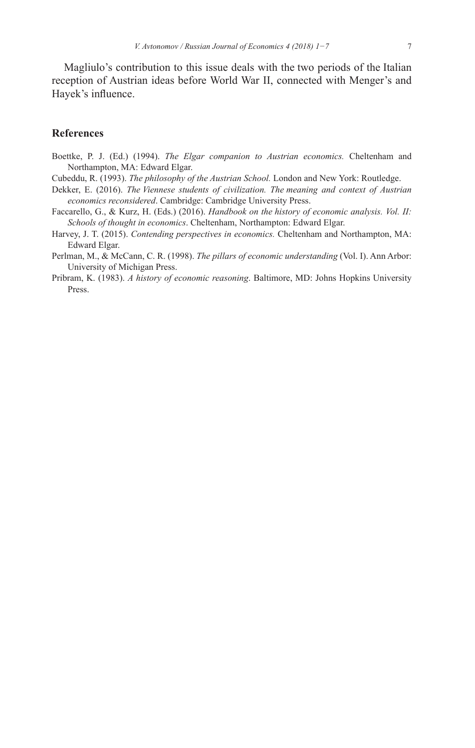Magliulo's contribution to this issue deals with the two periods of the Italian reception of Austrian ideas before World War II, connected with Menger's and Hayek's influence.

## References

Boettke, P. J. (Ed.) (1994). *The Elgar companion to Austrian economics.* Cheltenham and Northampton, MA: Edward Elgar.

Cubeddu, R. (1993). *The philosophy of the Austrian School.* London and New York: Routledge.

Dekker, E. (2016). *The Viennese students of civilization. The meaning and context of Austrian economics reconsidered*. Cambridge: Cambridge University Press.

Faccarello, G., & Kurz, H. (Eds.) (2016). *Handbook on the history of economic analysis. Vol. II: Schools of thought in economics*. Cheltenham, Northampton: Edward Elgar.

Harvey, J. T. (2015). *Contending perspectives in economics.* Cheltenham and Northampton, MA: Edward Elgar.

Perlman, M., & McCann, C. R. (1998). *The pillars of economic understanding* (Vol. I). Ann Arbor: University of Michigan Press.

Pribram, K. (1983). *A history of economic reasoning*. Baltimore, MD: Johns Hopkins University Press.